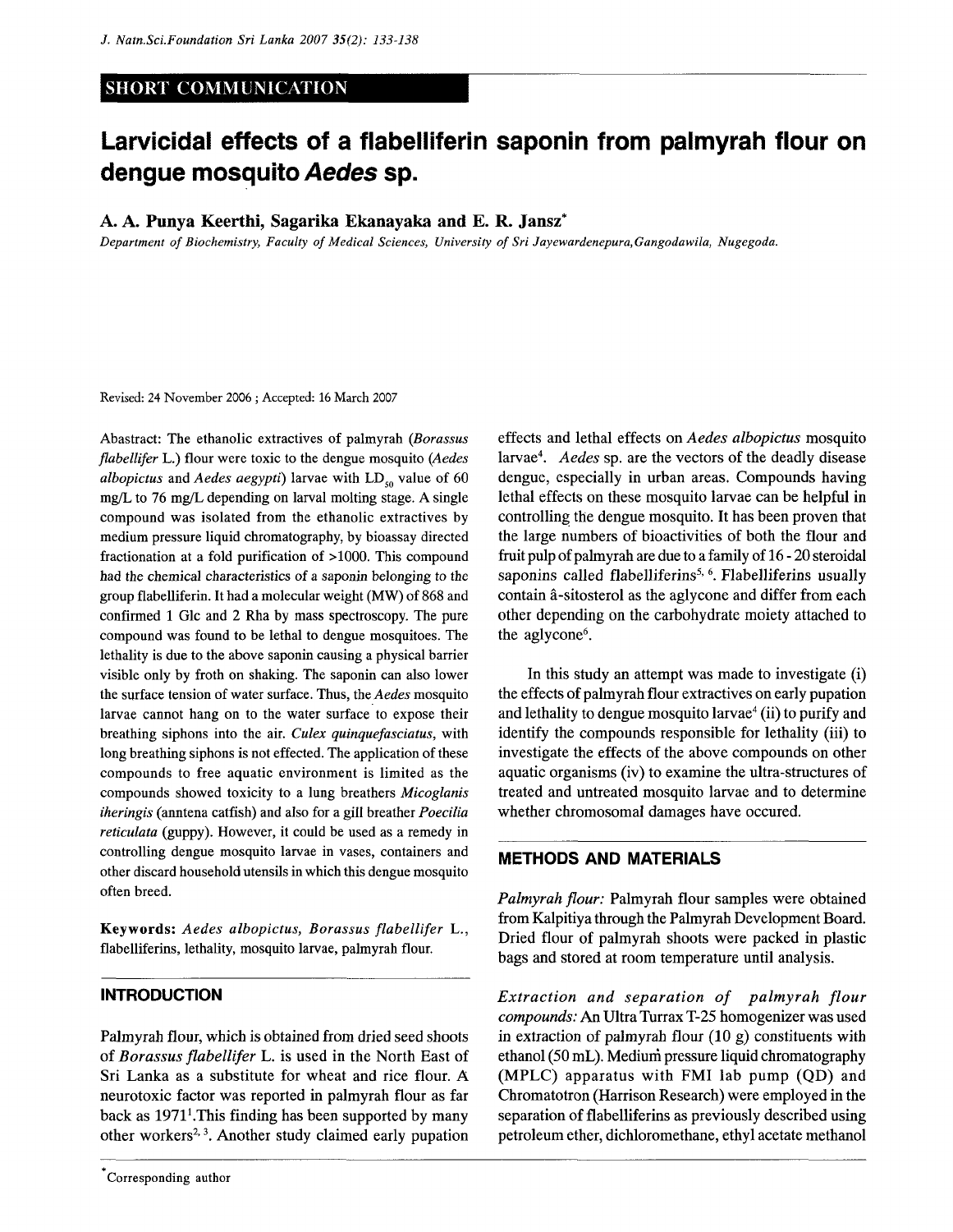## SHORT COMMUNICATION

# Larvicidal effects of a flabelliferin saponin from palmyrah flour on dengue mosquito *Aedes* sp.

**A. A. Punya Keerthi, Sagarika Ekanayaka and E. R. Jansz***

*Department of Biochemistry, Faculty of Medical Sciences, University of Sri Jayewardenepura, Gangodawila, Nugegoda.*

Revised: 24 November 2006 ; Accepted: 16 March 2007

Abastract: The ethanolic extractives of palmyrah (*Borassus flabellifer* L.) flour were toxic to the dengue mosquito (*Aedes albopictus* and *Aedes aegypti*) larvae with $LD_{50}$ value of 60 mg/L to 76 mg/L depending on larval molting stage. A single compound was isolated from the ethanolic extractives by medium pressure liquid chromatography, by bioassay directed fractionation at a fold purification of >1000. This compound had the chemical characteristics of a saponin belonging to the group flabelliferin. It had a molecular weight (MW) of 868 and confirmed 1 Glc and 2 Rha by mass spectroscopy. The pure compound was found to be lethal to dengue mosquitoes. The lethality is due to the above saponin causing a physical barrier visible only by froth on shaking. The saponin can also lower the surface tension of water surface. Thus, the *Aedes* mosquito larvae cannot hang on to the water surface to expose their breathing siphons into the air. *Culex quinquefasciatus*, with long breathing siphons is not effected. The application of these compounds to free aquatic environment is limited as the compounds showed toxicity to a lung breathers *Micoglanis iheringis* (anntena catfish) and also for a gill breather *Poecilia reticulata* (guppy). However, it could be used as a remedy in controlling dengue mosquito larvae in vases, containers and other discard household utensils in which this dengue mosquito often breed.

**Keywords:** *Aedes albopictus*, *Borassus flabellifer* L., flabelliferins, lethality, mosquito larvae, palmyrah flour.

## INTRODUCTION

Palmyrah flour, which is obtained from dried seed shoots of *Borassus flabellifer* L. is used in the North East of Sri Lanka as a substitute for wheat and rice flour. A neurotoxic factor was reported in palmyrah flour as far back as 1971[1].This finding has been supported by many other workers[2, 3]. Another study claimed early pupation effects and lethal effects on *Aedes albopictus* mosquito larvae[4]. *Aedes* sp. are the vectors of the deadly disease dengue, especially in urban areas. Compounds having lethal effects on these mosquito larvae can be helpful in controlling the dengue mosquito. It has been proven that the large numbers of bioactivities of both the flour and fruit pulp of palmyrah are due to a family of 16 - 20 steroidal saponins called flabelliferins[5, 6]. Flabelliferins usually contain â-sitosterol as the aglycone and differ from each other depending on the carbohydrate moiety attached to the aglycone[6].

In this study an attempt was made to investigate (i) the effects of palmyrah flour extractives on early pupation and lethality to dengue mosquito larvae[4] (ii) to purify and identify the compounds responsible for lethality (iii) to investigate the effects of the above compounds on other aquatic organisms (iv) to examine the ultra-structures of treated and untreated mosquito larvae and to determine whether chromosomal damages have occured.

## METHODS AND MATERIALS

*Palmyrah flour:* Palmyrah flour samples were obtained from Kalpitiya through the Palmyrah Development Board. Dried flour of palmyrah shoots were packed in plastic bags and stored at room temperature until analysis.

*Extraction and separation of palmyrah flour compounds:* An Ultra Turrax T-25 homogenizer was used in extraction of palmyrah flour (10 g) constituents with ethanol (50 mL). Medium pressure liquid chromatography (MPLC) apparatus with FMI lab pump (QD) and Chromatotron (Harrison Research) were employed in the separation of flabelliferins as previously described using petroleum ether, dichloromethane, ethyl acetate methanol

*Corresponding author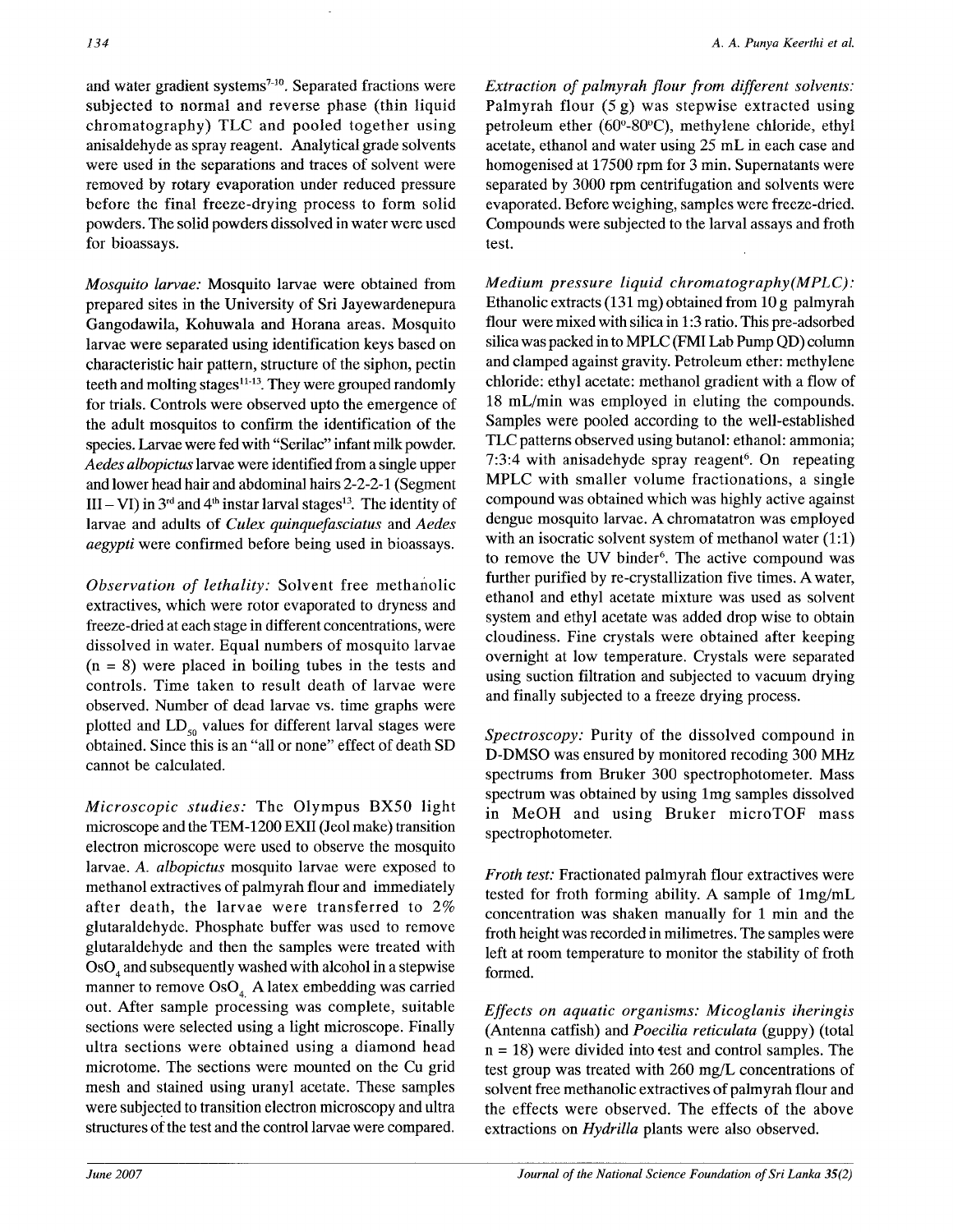and water gradient systems[7-10]. Separated fractions were subjected to normal and reverse phase (thin liquid chromatography) TLC and pooled together using anisaldehyde as spray reagent. Analytical grade solvents were used in the separations and traces of solvent were removed by rotary evaporation under reduced pressure before the final freeze-drying process to form solid powders. The solid powders dissolved in water were used for bioassays.

*Mosquito larvae:* Mosquito larvae were obtained from prepared sites in the University of Sri Jayewardenepura Gangodawila, Kohuwala and Horana areas. Mosquito larvae were separated using identification keys based on characteristic hair pattern, structure of the siphon, pectin teeth and molting stages[11-13]. They were grouped randomly for trials. Controls were observed upto the emergence of the adult mosquitos to confirm the identification of the species. Larvae were fed with "Serilac" infant milk powder. *Aedes albopictus* larvae were identified from a single upper and lower head hair and abdominal hairs 2-2-2-1 (Segment III – VI) in 3rd and 4th instar larval stages[13]. The identity of larvae and adults of *Culex quinquefasciatus* and *Aedes aegypti* were confirmed before being used in bioassays.

*Observation of lethality:* Solvent free methanolic extractives, which were rotor evaporated to dryness and freeze-dried at each stage in different concentrations, were dissolved in water. Equal numbers of mosquito larvae ($n = 8$) were placed in boiling tubes in the tests and controls. Time taken to result death of larvae were observed. Number of dead larvae vs. time graphs were plotted and $LD_{50}$ values for different larval stages were obtained. Since this is an "all or none" effect of death SD cannot be calculated.

*Microscopic studies:* The Olympus BX50 light microscope and the TEM-1200 EXII (Jeol make) transition electron microscope were used to observe the mosquito larvae. *A. albopictus* mosquito larvae were exposed to methanol extractives of palmyrah flour and immediately after death, the larvae were transferred to 2% glutaraldehyde. Phosphate buffer was used to remove glutaraldehyde and then the samples were treated with $OsO_4$ and subsequently washed with alcohol in a stepwise manner to remove $OsO_4$. A latex embedding was carried out. After sample processing was complete, suitable sections were selected using a light microscope. Finally ultra sections were obtained using a diamond head microtome. The sections were mounted on the Cu grid mesh and stained using uranyl acetate. These samples were subjected to transition electron microscopy and ultra structures of the test and the control larvae were compared.

*Extraction of palmyrah flour from different solvents:* Palmyrah flour (5 g) was stepwise extracted using petroleum ether (60°-80°C), methylene chloride, ethyl acetate, ethanol and water using 25 mL in each case and homogenised at 17500 rpm for 3 min. Supernatants were separated by 3000 rpm centrifugation and solvents were evaporated. Before weighing, samples were freeze-dried. Compounds were subjected to the larval assays and froth test.

*Medium pressure liquid chromatography(MPLC):* Ethanolic extracts (131 mg) obtained from 10 g palmyrah flour were mixed with silica in 1:3 ratio. This pre-adsorbed silica was packed in to MPLC (FMI Lab Pump QD) column and clamped against gravity. Petroleum ether: methylene chloride: ethyl acetate: methanol gradient with a flow of 18 mL/min was employed in eluting the compounds. Samples were pooled according to the well-established TLC patterns observed using butanol: ethanol: ammonia; 7:3:4 with anisadehyde spray reagent[6]. On repeating MPLC with smaller volume fractionations, a single compound was obtained which was highly active against dengue mosquito larvae. A chromatatron was employed with an isocratic solvent system of methanol water (1:1) to remove the UV binder[6]. The active compound was further purified by re-crystallization five times. A water, ethanol and ethyl acetate mixture was used as solvent system and ethyl acetate was added drop wise to obtain cloudiness. Fine crystals were obtained after keeping overnight at low temperature. Crystals were separated using suction filtration and subjected to vacuum drying and finally subjected to a freeze drying process.

*Spectroscopy:* Purity of the dissolved compound in D-DMSO was ensured by monitored recoding 300 MHz spectrums from Bruker 300 spectrophotometer. Mass spectrum was obtained by using 1mg samples dissolved in MeOH and using Bruker microTOF mass spectrophotometer.

*Froth test:* Fractionated palmyrah flour extractives were tested for froth forming ability. A sample of 1mg/mL concentration was shaken manually for 1 min and the froth height was recorded in milimetres. The samples were left at room temperature to monitor the stability of froth formed.

*Effects on aquatic organisms: Micoglanis iheringis* (Antenna catfish) and *Poecilia reticulata* (guppy) (total $n = 18$) were divided into test and control samples. The test group was treated with 260 mg/L concentrations of solvent free methanolic extractives of palmyrah flour and the effects were observed. The effects of the above extractions on *Hydrilla* plants were also observed.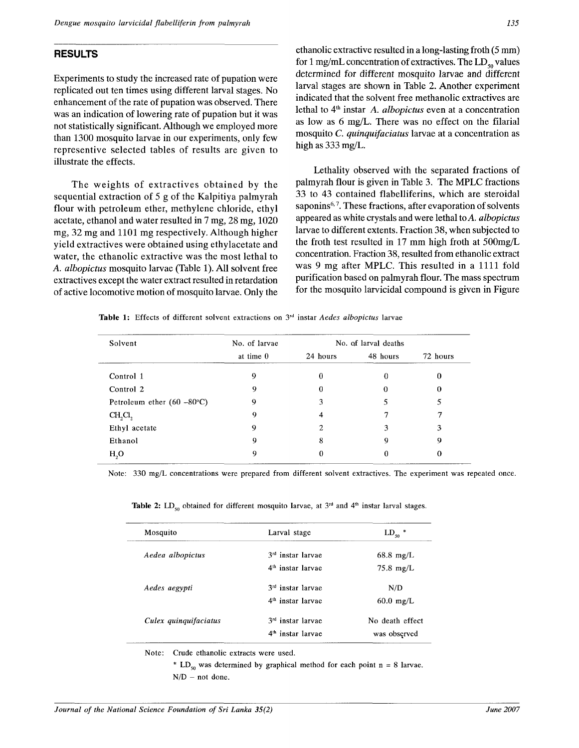## RESULTS

Experiments to study the increased rate of pupation were replicated out ten times using different larval stages. No enhancement of the rate of pupation was observed. There was an indication of lowering rate of pupation but it was not statistically significant. Although we employed more than 1300 mosquito larvae in our experiments, only few representive selected tables of results are given to illustrate the effects.

The weights of extractives obtained by the sequential extraction of 5 g of the Kalpitiya palmyrah flour with petroleum ether, methylene chloride, ethyl acetate, ethanol and water resulted in 7 mg, 28 mg, 1020 mg, 32 mg and 1101 mg respectively. Although higher yield extractives were obtained using ethylacetate and water, the ethanolic extractive was the most lethal to *A. albopictus* mosquito larvae (Table 1). All solvent free extractives except the water extract resulted in retardation of active locomotive motion of mosquito larvae. Only the ethanolic extractive resulted in a long-lasting froth (5 mm) for 1 mg/mL concentration of extractives. The $LD_{50}$ values determined for different mosquito larvae and different larval stages are shown in Table 2. Another experiment indicated that the solvent free methanolic extractives are lethal to 4[th] instar *A. albopictus* even at a concentration as low as 6 mg/L. There was no effect on the filarial mosquito *C. quinquifaciatus* larvae at a concentration as high as 333 mg/L.

Lethality observed with the separated fractions of palmyrah flour is given in Table 3. The MPLC fractions 33 to 43 contained flabelliferins, which are steroidal saponins[6,7]. These fractions, after evaporation of solvents appeared as white crystals and were lethal to *A. albopictus* larvae to different extents. Fraction 38, when subjected to the froth test resulted in 17 mm high froth at 500mg/L concentration. Fraction 38, resulted from ethanolic extract was 9 mg after MPLC. This resulted in a 1111 fold purification based on palmyrah flour. The mass spectrum for the mosquito larvicidal compound is given in Figure

**Table 1:** Effects of different solvent extractions on 3[rd] instar *Aedes albopictus* larvae

| Solvent | No. of larvae at time 0 | No. of larval deaths | | |
|---|---|---|---|---|
| | | 24 hours | 48 hours | 72 hours |
| Control 1 | 9 | 0 | 0 | 0 |
| Control 2 | 9 | 0 | 0 | 0 |
| Petroleum ether (60 –80°C) | 9 | 3 | 5 | 5 |
| $CH_2Cl_2$ | 9 | 4 | 7 | 7 |
| Ethyl acetate | 9 | 2 | 3 | 3 |
| Ethanol | 9 | 8 | 9 | 9 |
| $H_2O$ | 9 | 0 | 0 | 0 |

Note: 330 mg/L concentrations were prepared from different solvent extractives. The experiment was repeated once.

**Table 2:** $LD_{50}$ obtained for different mosquito larvae, at 3[rd] and 4[th] instar larval stages.

| Mosquito | Larval stage | $LD_{50}$ * |
|---|---|---|
| *Aedea albopictus* | 3[rd] instar larvae | 68.8 mg/L |
| | 4[th] instar larvae | 75.8 mg/L |
| *Aedes aegypti* | 3[rd] instar larvae | N/D |
| | 4[th] instar larvae | 60.0 mg/L |
| *Culex quinquifaciatus* | 3[rd] instar larvae | No death effect |
| | 4[th] instar larvae | was observed |

Note: Crude ethanolic extracts were used.
\* $LD_{50}$ was determined by graphical method for each point n = 8 larvae.
N/D – not done.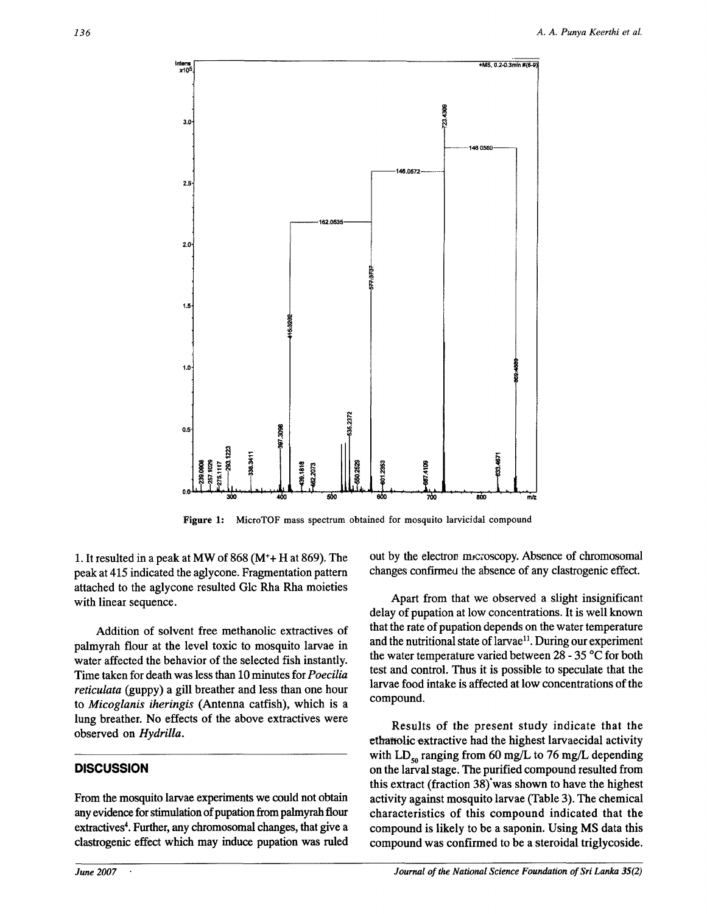Figure 1: MicroTOF mass spectrum obtained for mosquito larvicidal compound

1. It resulted in a peak at MW of 868 ($M^+$+ H at 869). The peak at 415 indicated the aglycone. Fragmentation pattern attached to the aglycone resulted Glc Rha Rha moieties with linear sequence.

Addition of solvent free methanolic extractives of palmyrah flour at the level toxic to mosquito larvae in water affected the behavior of the selected fish instantly. Time taken for death was less than 10 minutes for *Poecilia reticulata* (guppy) a gill breather and less than one hour to *Micoglanis iheringis* (Antenna catfish), which is a lung breather. No effects of the above extractives were observed on *Hydrilla*.

## DISCUSSION

From the mosquito larvae experiments we could not obtain any evidence for stimulation of pupation from palmyrah flour extractives[4]. Further, any chromosomal changes, that give a clastrogenic effect which may induce pupation was ruled out by the electron microscopy. Absence of chromosomal changes confirmed the absence of any clastrogenic effect.

Apart from that we observed a slight insignificant delay of pupation at low concentrations. It is well known that the rate of pupation depends on the water temperature and the nutritional state of larvae[11]. During our experiment the water temperature varied between 28 - 35 °C for both test and control. Thus it is possible to speculate that the larvae food intake is affected at low concentrations of the compound.

Results of the present study indicate that the ethanolic extractive had the highest larvaecidal activity with $LD_{50}$ ranging from 60 mg/L to 76 mg/L depending on the larval stage. The purified compound resulted from this extract (fraction 38) was shown to have the highest activity against mosquito larvae (Table 3). The chemical characteristics of this compound indicated that the compound is likely to be a saponin. Using MS data this compound was confirmed to be a steroidal triglycoside.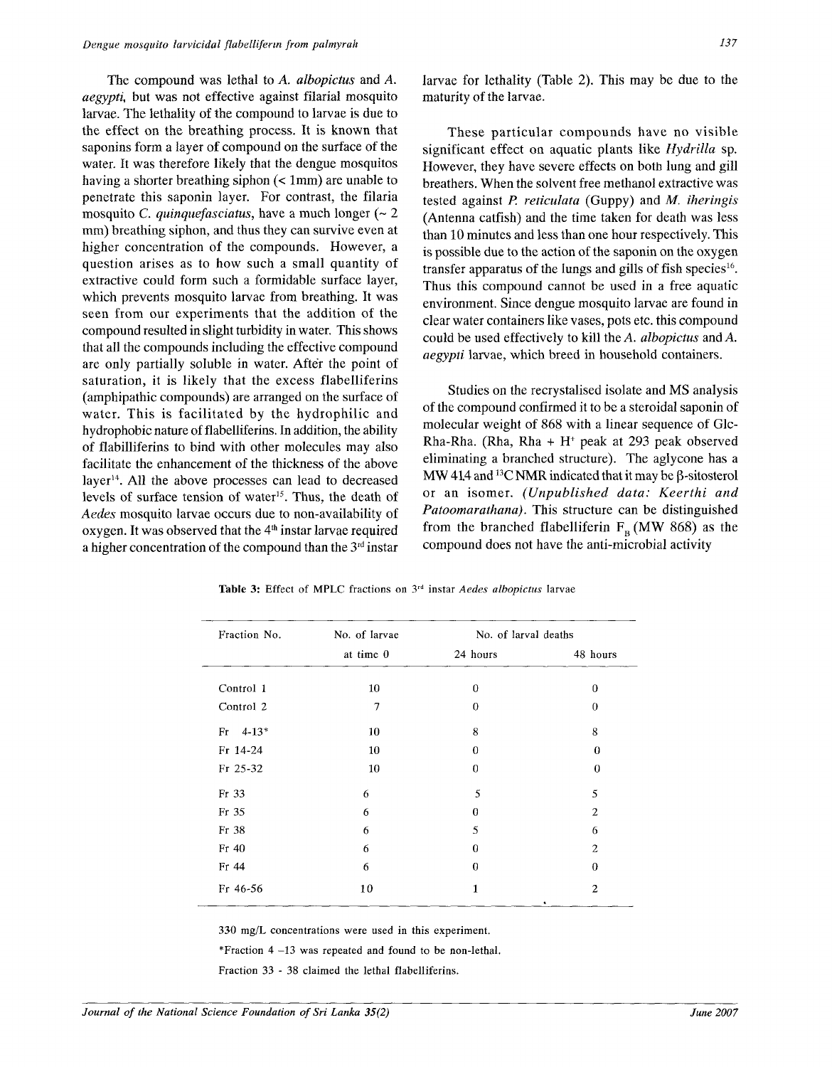The compound was lethal to *A. albopictus* and *A. aegypti*, but was not effective against filarial mosquito larvae. The lethality of the compound to larvae is due to the effect on the breathing process. It is known that saponins form a layer of compound on the surface of the water. It was therefore likely that the dengue mosquitos having a shorter breathing siphon (< 1mm) are unable to penetrate this saponin layer. For contrast, the filaria mosquito *C. quinquefasciatus*, have a much longer (~ 2 mm) breathing siphon, and thus they can survive even at higher concentration of the compounds. However, a question arises as to how such a small quantity of extractive could form such a formidable surface layer, which prevents mosquito larvae from breathing. It was seen from our experiments that the addition of the compound resulted in slight turbidity in water. This shows that all the compounds including the effective compound are only partially soluble in water. After the point of saturation, it is likely that the excess flabelliferins (amphipathic compounds) are arranged on the surface of water. This is facilitated by the hydrophilic and hydrophobic nature of flabelliferins. In addition, the ability of flabilliferins to bind with other molecules may also facilitate the enhancement of the thickness of the above layer[14]. All the above processes can lead to decreased levels of surface tension of water[15]. Thus, the death of *Aedes* mosquito larvae occurs due to non-availability of oxygen. It was observed that the 4[th] instar larvae required a higher concentration of the compound than the 3[rd] instar larvae for lethality (Table 2). This may be due to the maturity of the larvae.

These particular compounds have no visible significant effect on aquatic plants like *Hydrilla* sp. However, they have severe effects on both lung and gill breathers. When the solvent free methanol extractive was tested against *P. reticulata* (Guppy) and *M. iheringis* (Antenna catfish) and the time taken for death was less than 10 minutes and less than one hour respectively. This is possible due to the action of the saponin on the oxygen transfer apparatus of the lungs and gills of fish species[16]. Thus this compound cannot be used in a free aquatic environment. Since dengue mosquito larvae are found in clear water containers like vases, pots etc. this compound could be used effectively to kill the *A. albopictus* and *A. aegypti* larvae, which breed in household containers.

Studies on the recrystalised isolate and MS analysis of the compound confirmed it to be a steroidal saponin of molecular weight of 868 with a linear sequence of Glc-Rha-Rha. (Rha, Rha + $H^+$ peak at 293 peak observed eliminating a branched structure). The aglycone has a MW 414 and $^{13}C$ NMR indicated that it may be β-sitosterol or an isomer. *(Unpublished data: Keerthi and Patoomarathana)*. This structure can be distinguished from the branched flabelliferin $F_B$ (MW 868) as the compound does not have the anti-microbial activity

**Table 3:** Effect of MPLC fractions on 3[rd] instar *Aedes albopictus* larvae

| Fraction No. | No. of larvae at time 0 | No. of larval deaths | |
|---|---|---|---|
| | | 24 hours | 48 hours |
| Control 1 | 10 | 0 | 0 |
| Control 2 | 7 | 0 | 0 |
| Fr 4-13* | 10 | 8 | 8 |
| Fr 14-24 | 10 | 0 | 0 |
| Fr 25-32 | 10 | 0 | 0 |
| Fr 33 | 6 | 5 | 5 |
| Fr 35 | 6 | 0 | 2 |
| Fr 38 | 6 | 5 | 6 |
| Fr 40 | 6 | 0 | 2 |
| Fr 44 | 6 | 0 | 0 |
| Fr 46-56 | 10 | 1 | 2 |

330 mg/L concentrations were used in this experiment.

*Fraction 4 –13 was repeated and found to be non-lethal.

Fraction 33 - 38 claimed the lethal flabelliferins.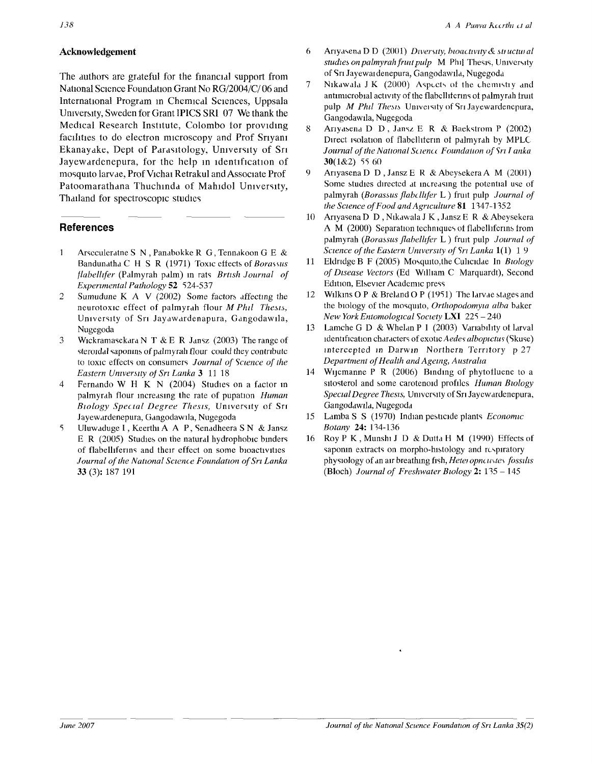## Acknowledgement

The authors are grateful for the financial support from National Science Foundation Grant No RG/2004/C/ 06 and International Program in Chemical Sciences, Uppsala University, Sweden for Grant IPICS SRI 07 We thank the Medical Research Institute, Colombo for providing facilities to do electron microscopy and Prof Sriyani Ekanayake, Dept of Parasitology, University of Sri Jayewardenepura, for the help in identification of mosquito larvae, Prof Vichai Retrakul and Associate Prof Patoomarathana Thuchinda of Mahidol University, Thailand for spectroscopic studies

## References

1. Arseculeratne S N , Panabokke R G, Tennakoon G E & Bandunatha C H S R (1971) Toxic effects of *Borassus flabellifer* (Palmyrah palm) in rats *British Journal of Experimental Pathology* **52** 524-537
2. Sumudune K A V (2002) Some factors affecting the neurotoxic effect of palmyrah flour *M Phil Thesis*, University of Sri Jayawardenapura, Gangodawila, Nugegoda
3. Wickramasekara N T & E R Jansz (2003) The range of steroidal saponins of palmyrah flour could they contribute to toxic effects on consumers *Journal of Science of the Eastern University of Sri Lanka* **3** 11 18
4. Fernando W H K N (2004) Studies on a factor in palmyrah flour increasing the rate of pupation *Human Biology Special Degree Thesis*, University of Sri Jayewardenepura, Gangodawila, Nugegoda
5. Uluwaduge I , Keerthi A A P, Senadheera S N & Jansz E R (2005) Studies on the natural hydrophobic binders of flabelliferins and their effect on some bioactivities *Journal of the National Science Foundation of Sri Lanka* **33** (3): 187 191
6. Ariyasena D D (2001) *Diversity, bioactivity & structural studies on palmyrah fruit pulp* M Phil Thesis, University of Sri Jayewardenepura, Gangodawila, Nugegoda
7. Nikawala J K (2000) Aspects of the chemistry and antimicrobial activity of the flabelliferins of palmyrah fruit pulp *M Phil Thesis* University of Sri Jayewardenepura, Gangodawila, Nugegoda
8. Ariyasena D D , Jansz E R & Baekstrom P (2002) Direct isolation of flabelliferin of palmyrah by MPLC *Journal of the National Science Foundation of Sri Lanka* **30**(1&2) 55 60
9. Ariyasena D D , Jansz E R & Abeysekera A M (2001) Some studies directed at increasing the potential use of palmyrah (*Borassus flabellifer* L ) fruit pulp *Journal of the Science of Food and Agriculture* **81** 1347-1352
10. Ariyasena D D , Nikawala J K , Jansz E R & Abeysekera A M (2000) Separation techniques of flabelliferins from palmyrah (*Borassus flabellifer* L ) fruit pulp *Journal of Science of the Eastern University of Sri Lanka* **1**(1) 1 9
11. Eldridge B F (2005) Mosquito,the Culicidae In *Biology of Disease Vectors* (Ed William C Marquardt), Second Edition, Elsevier Academic press
12. Wilkins O P & Breland O P (1951) The larvae stages and the biology of the mosquito, *Orthopodomyia alba* baker *New York Entomological Society* **LXI** 225 – 240
13. Lamche G D & Whelan P I (2003) Variability of larval identification characters of exotic *Aedes albopictus* (Skuse) intercepted in Darwin Northern Territory p 27 *Department of Health and Ageing, Australia*
14. Wijemanne P R (2006) Binding of phytofluene to a sitosterol and some carotenoid profiles *Human Biology Special Degree Thesis*, University of Sri Jayewardenepura, Gangodawila, Nugegoda
15. Lamba S S (1970) Indian pesticide plants *Economic Botany* **24:** 134-136
16. Roy P K , Munshi J D & Dutta H M (1990) Effects of saponin extracts on morpho-histology and respiratory physiology of an air breathing fish, *Heteropneustes fossilis* (Bloch) *Journal of Freshwater Biology* **2:** 135 – 145